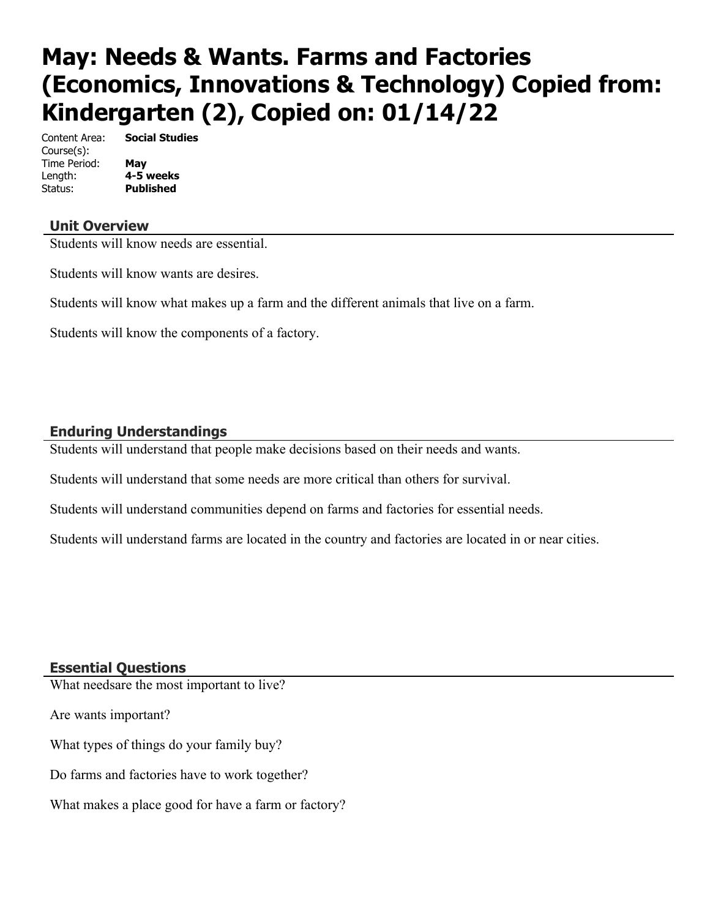# May: Needs & Wants. Farms and Factories (Economics, Innovations & Technology) Copied from: Kindergarten (2), Copied on: 01/14/22

Content Area: **Social Studies**
Course(s):
Time Period: **May**
Length: **4-5 weeks**
Status: **Published**

## Unit Overview

Students will know needs are essential.

Students will know wants are desires.

Students will know what makes up a farm and the different animals that live on a farm.

Students will know the components of a factory.

## Enduring Understandings

Students will understand that people make decisions based on their needs and wants.

Students will understand that some needs are more critical than others for survival.

Students will understand communities depend on farms and factories for essential needs.

Students will understand farms are located in the country and factories are located in or near cities.

## Essential Questions

What needsare the most important to live?

Are wants important?

What types of things do your family buy?

Do farms and factories have to work together?

What makes a place good for have a farm or factory?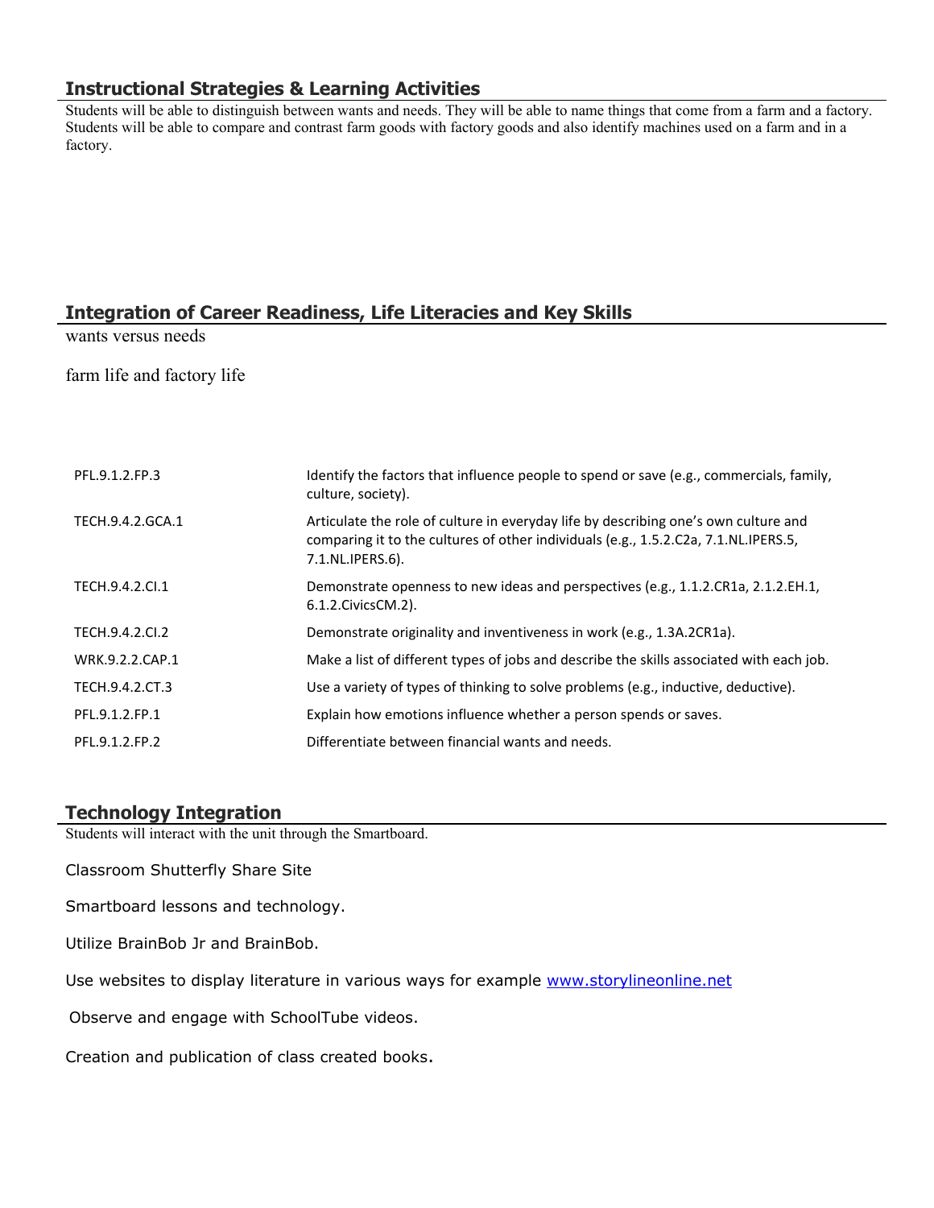## Instructional Strategies & Learning Activities

Students will be able to distinguish between wants and needs. They will be able to name things that come from a farm and a factory. Students will be able to compare and contrast farm goods with factory goods and also identify machines used on a farm and in a factory.

## Integration of Career Readiness, Life Literacies and Key Skills

wants versus needs

farm life and factory life

| | |
|---|---|
| PFL.9.1.2.FP.3 | Identify the factors that influence people to spend or save (e.g., commercials, family, culture, society). |
| TECH.9.4.2.GCA.1 | Articulate the role of culture in everyday life by describing one's own culture and comparing it to the cultures of other individuals (e.g., 1.5.2.C2a, 7.1.NL.IPERS.5, 7.1.NL.IPERS.6). |
| TECH.9.4.2.CI.1 | Demonstrate openness to new ideas and perspectives (e.g., 1.1.2.CR1a, 2.1.2.EH.1, 6.1.2.CivicsCM.2). |
| TECH.9.4.2.CI.2 | Demonstrate originality and inventiveness in work (e.g., 1.3A.2CR1a). |
| WRK.9.2.2.CAP.1 | Make a list of different types of jobs and describe the skills associated with each job. |
| TECH.9.4.2.CT.3 | Use a variety of types of thinking to solve problems (e.g., inductive, deductive). |
| PFL.9.1.2.FP.1 | Explain how emotions influence whether a person spends or saves. |
| PFL.9.1.2.FP.2 | Differentiate between financial wants and needs. |

## Technology Integration

Students will interact with the unit through the Smartboard.

Classroom Shutterfly Share Site

Smartboard lessons and technology.

Utilize BrainBob Jr and BrainBob.

Use websites to display literature in various ways for example www.storylineonline.net

Observe and engage with SchoolTube videos.

Creation and publication of class created books.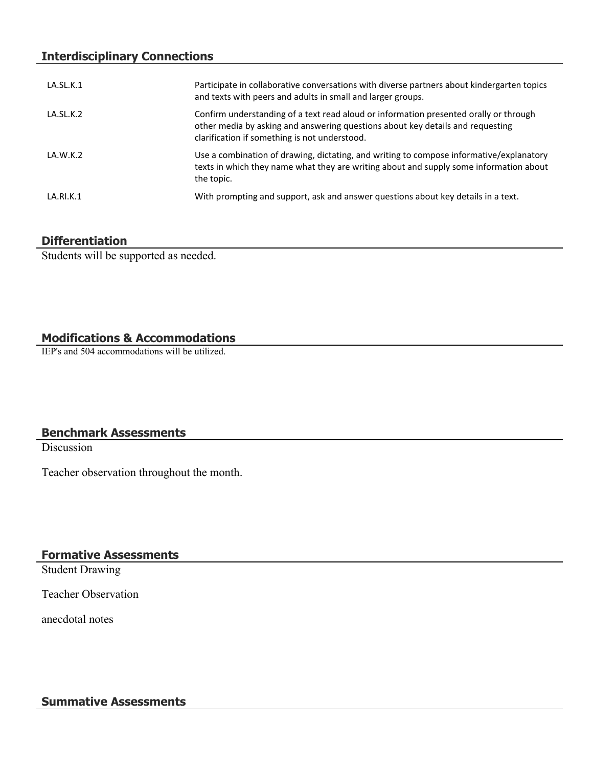## Interdisciplinary Connections

| | |
|---|---|
| LA.SL.K.1 | Participate in collaborative conversations with diverse partners about kindergarten topics and texts with peers and adults in small and larger groups. |
| LA.SL.K.2 | Confirm understanding of a text read aloud or information presented orally or through other media by asking and answering questions about key details and requesting clarification if something is not understood. |
| LA.W.K.2 | Use a combination of drawing, dictating, and writing to compose informative/explanatory texts in which they name what they are writing about and supply some information about the topic. |
| LA.RI.K.1 | With prompting and support, ask and answer questions about key details in a text. |

## Differentiation

Students will be supported as needed.

## Modifications & Accommodations

IEP's and 504 accommodations will be utilized.

## Benchmark Assessments

Discussion

Teacher observation throughout the month.

## Formative Assessments

Student Drawing

Teacher Observation

anecdotal notes

## Summative Assessments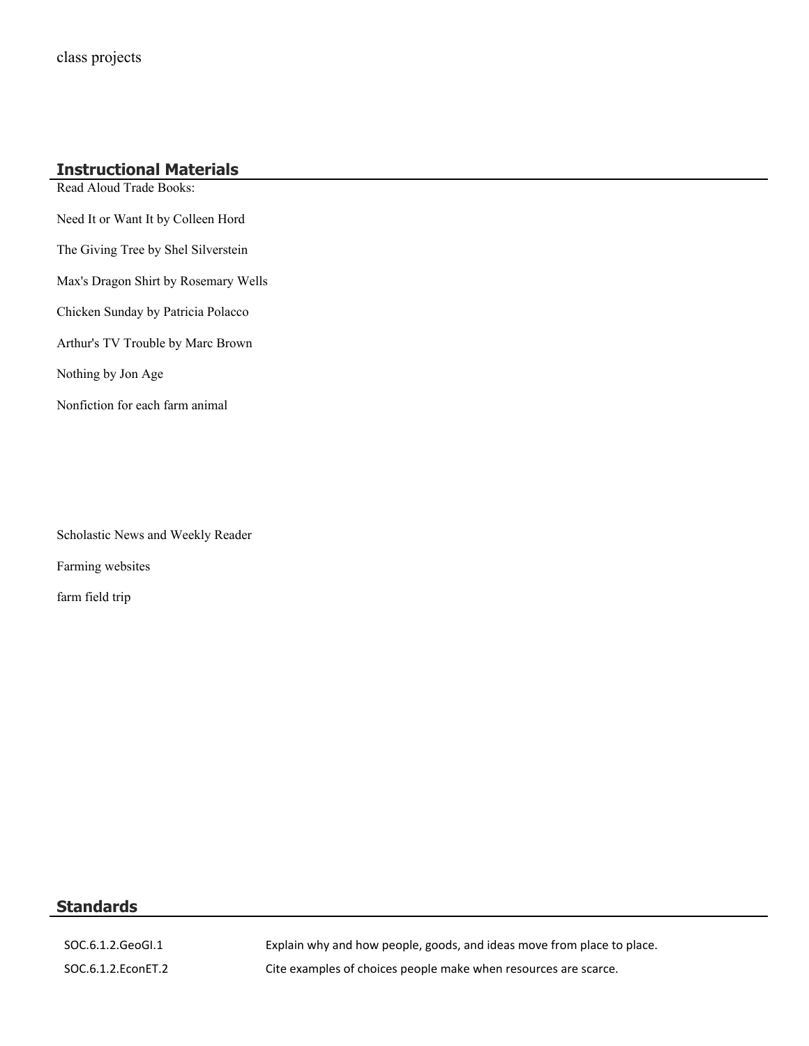class projects

## Instructional Materials

Read Aloud Trade Books:

Need It or Want It by Colleen Hord

The Giving Tree by Shel Silverstein

Max's Dragon Shirt by Rosemary Wells

Chicken Sunday by Patricia Polacco

Arthur's TV Trouble by Marc Brown

Nothing by Jon Age

Nonfiction for each farm animal

Scholastic News and Weekly Reader

Farming websites

farm field trip

## Standards

| | |
|---|---|
| SOC.6.1.2.GeoGI.1 | Explain why and how people, goods, and ideas move from place to place. |
| SOC.6.1.2.EconET.2 | Cite examples of choices people make when resources are scarce. |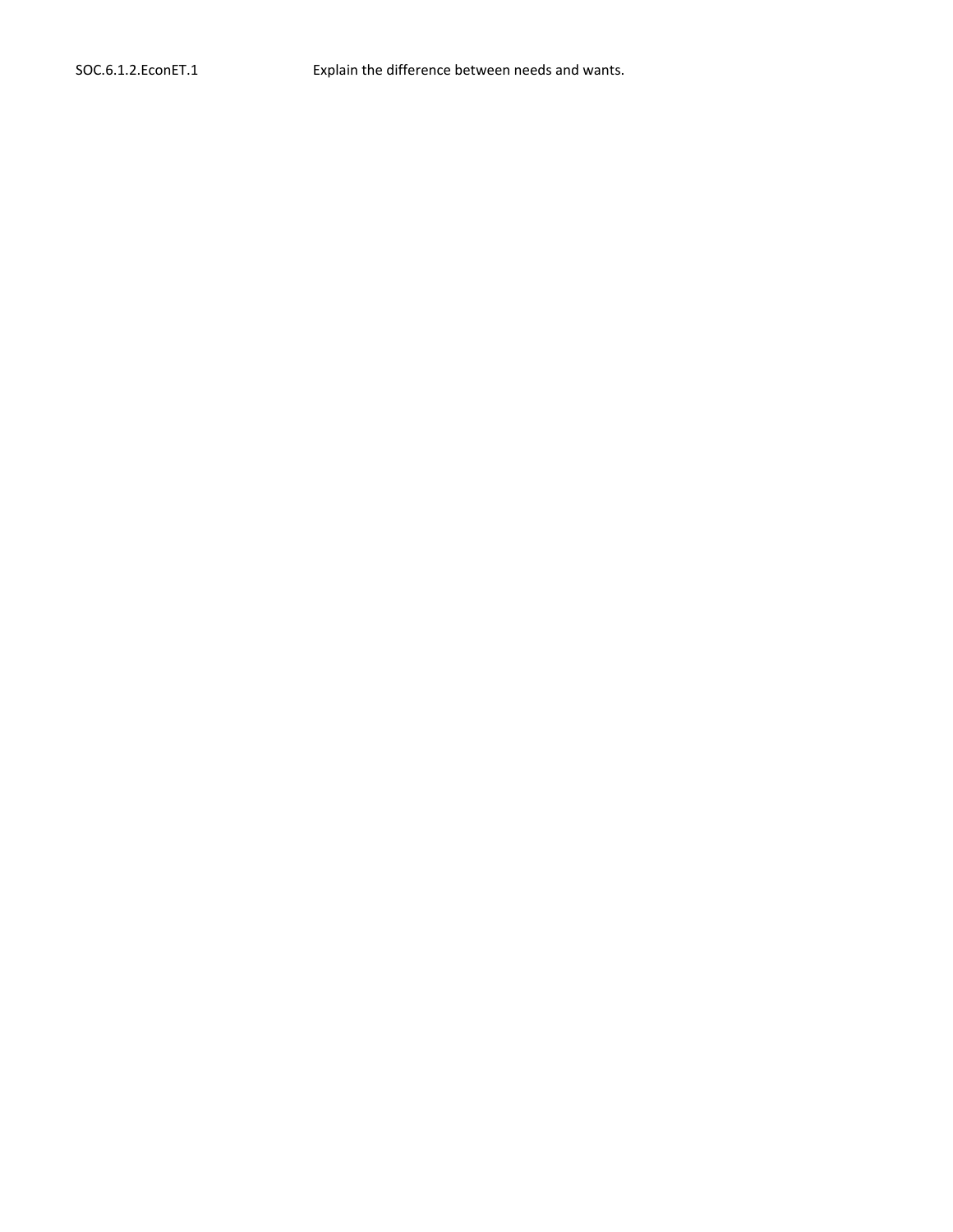| | |
|---|---|
| SOC.6.1.2.EconET.1 | Explain the difference between needs and wants. |